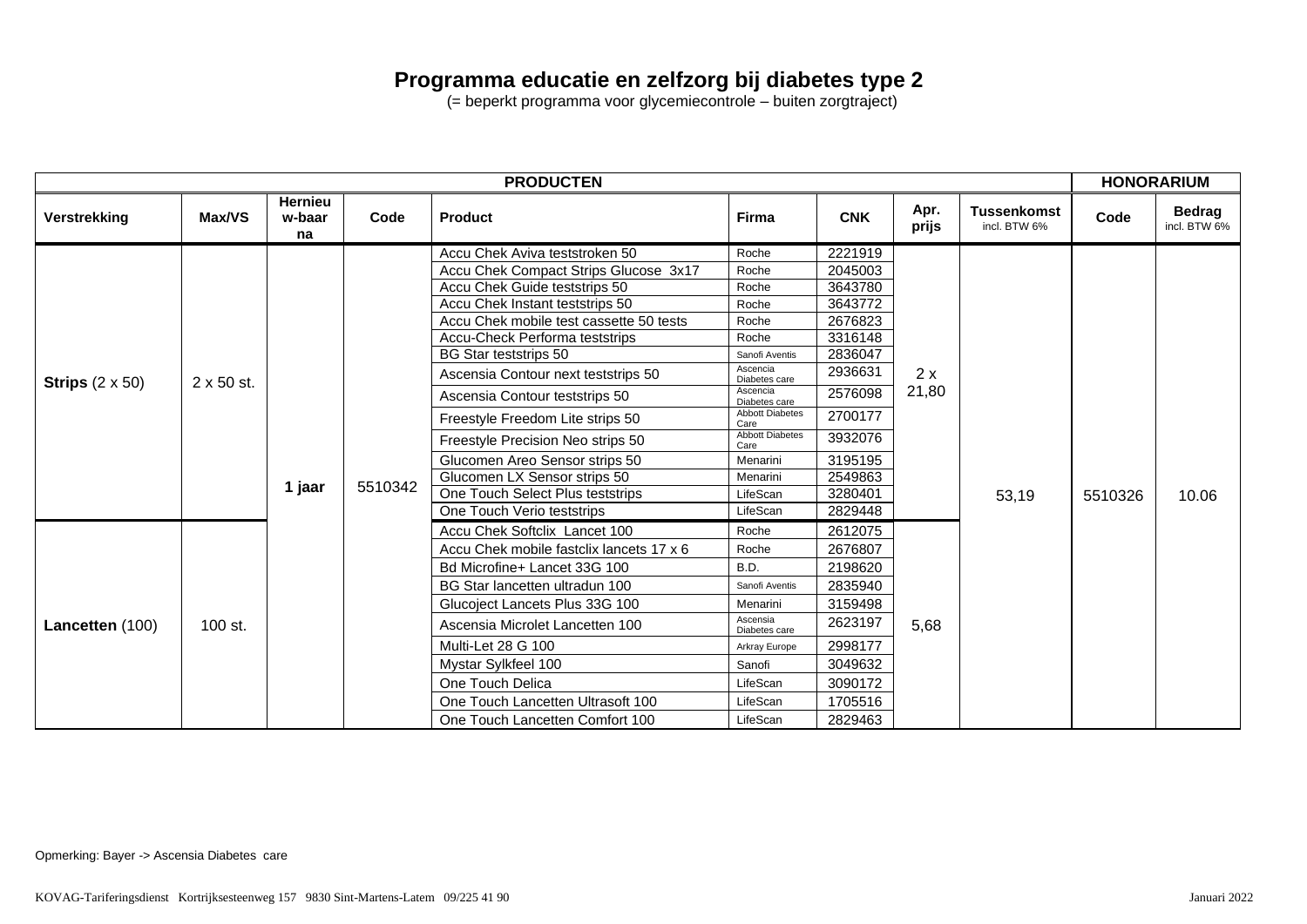# Programma educatie en zelfzorg bij diabetes type 2

(= beperkt programma voor glycemiecontrole – buiten zorgtraject)

| PRODUCTEN | | | | | | | | | HONORARIUM | |
|---|---|---|---|---|---|---|---|---|---|---|
| **Verstrekking** | **Max/VS** | **Hernieuw-baar na** | **Code** | **Product** | **Firma** | **CNK** | **Apr. prijs** | **Tussenkomst** incl. BTW 6% | **Code** | **Bedrag** incl. BTW 6% |
| **Strips** (2 x 50) | 2 x 50 st. | 1 jaar | 5510342 | Accu Chek Aviva teststroken 50 | Roche | 2221919 | 2 x 21,80 | 53,19 | 5510326 | 10.06 |
| | | | | Accu Chek Compact Strips Glucose 3x17 | Roche | 2045003 | | | | |
| | | | | Accu Chek Guide teststrips 50 | Roche | 3643780 | | | | |
| | | | | Accu Chek Instant teststrips 50 | Roche | 3643772 | | | | |
| | | | | Accu Chek mobile test cassette 50 tests | Roche | 2676823 | | | | |
| | | | | Accu-Check Performa teststrips | Roche | 3316148 | | | | |
| | | | | BG Star teststrips 50 | Sanofi Aventis | 2836047 | | | | |
| | | | | Ascensia Contour next teststrips 50 | Ascencia Diabetes care | 2936631 | | | | |
| | | | | Ascensia Contour teststrips 50 | Ascencia Diabetes care | 2576098 | | | | |
| | | | | Freestyle Freedom Lite strips 50 | Abbott Diabetes Care | 2700177 | | | | |
| | | | | Freestyle Precision Neo strips 50 | Abbott Diabetes Care | 3932076 | | | | |
| | | | | Glucomen Areo Sensor strips 50 | Menarini | 3195195 | | | | |
| | | | | Glucomen LX Sensor strips 50 | Menarini | 2549863 | | | | |
| | | | | One Touch Select Plus teststrips | LifeScan | 3280401 | | | | |
| | | | | One Touch Verio teststrips | LifeScan | 2829448 | | | | |
| **Lancetten** (100) | 100 st. | | | Accu Chek Softclix Lancet 100 | Roche | 2612075 | 5,68 | | | |
| | | | | Accu Chek mobile fastclix lancets 17 x 6 | Roche | 2676807 | | | | |
| | | | | Bd Microfine+ Lancet 33G 100 | B.D. | 2198620 | | | | |
| | | | | BG Star lancetten ultradun 100 | Sanofi Aventis | 2835940 | | | | |
| | | | | Glucoject Lancets Plus 33G 100 | Menarini | 3159498 | | | | |
| | | | | Ascensia Microlet Lancetten 100 | Ascencia Diabetes care | 2623197 | | | | |
| | | | | Multi-Let 28 G 100 | Arkray Europe | 2998177 | | | | |
| | | | | Mystar Sylkfeel 100 | Sanofi | 3049632 | | | | |
| | | | | One Touch Delica | LifeScan | 3090172 | | | | |
| | | | | One Touch Lancetten Ultrasoft 100 | LifeScan | 1705516 | | | | |
| | | | | One Touch Lancetten Comfort 100 | LifeScan | 2829463 | | | | |

Opmerking: Bayer -> Ascensia Diabetes care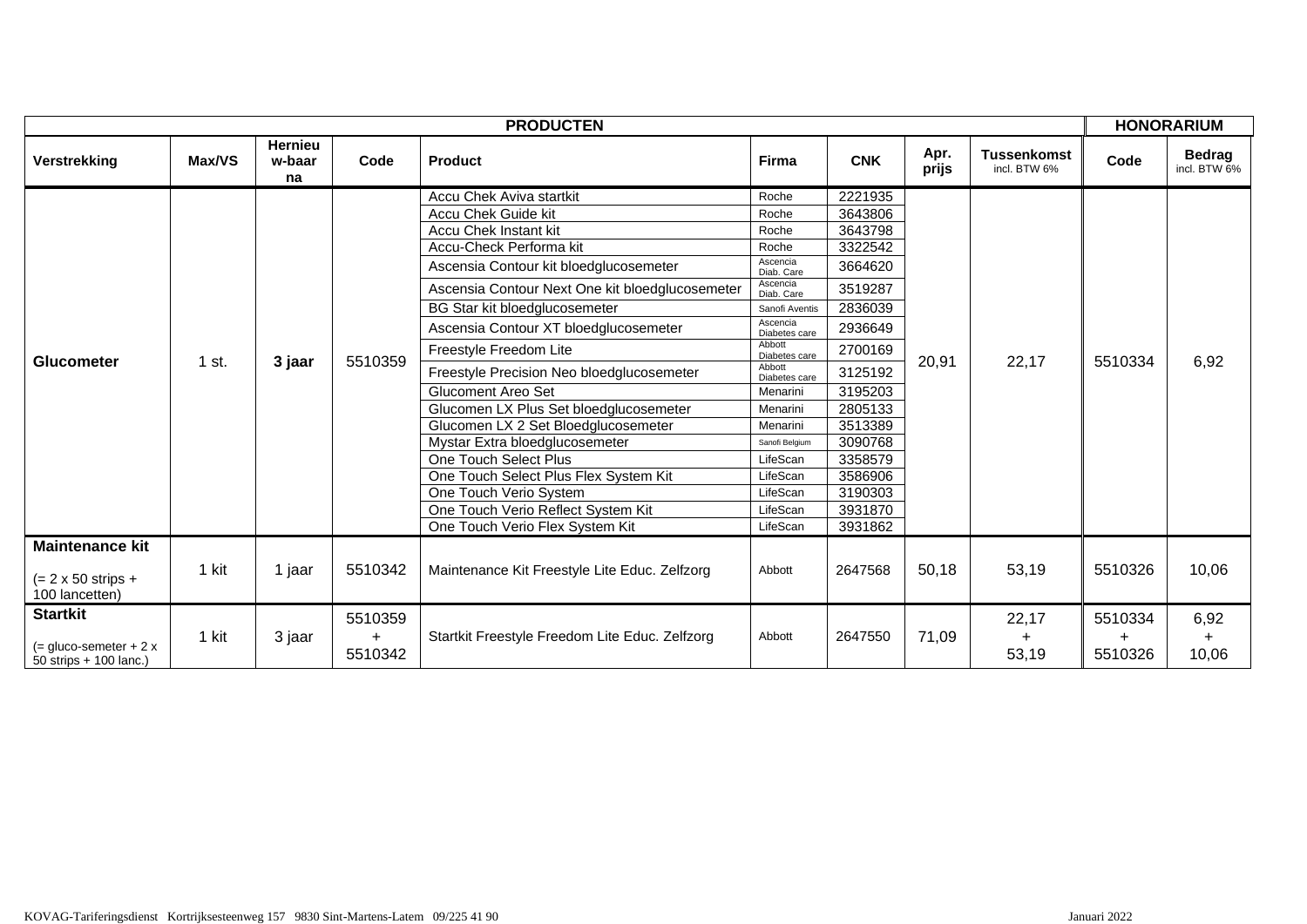| PRODUCTEN | | | | | | | | | HONORARIUM | |
|---|---|---|---|---|---|---|---|---|---|---|
| **Verstrekking** | **Max/VS** | **Hernieuw-baar na** | **Code** | **Product** | **Firma** | **CNK** | **Apr. prijs** | **Tussenkomst** incl. BTW 6% | **Code** | **Bedrag** incl. BTW 6% |
| **Glucometer** | 1 st. | **3 jaar** | 5510359 | Accu Chek Aviva startkit | Roche | 2221935 | 20,91 | 22,17 | 5510334 | 6,92 |
| | | | | Accu Chek Guide kit | Roche | 3643806 | | | | |
| | | | | Accu Chek Instant kit | Roche | 3643798 | | | | |
| | | | | Accu-Check Performa kit | Roche | 3322542 | | | | |
| | | | | Ascensia Contour kit bloedglucosemeter | Ascencia Diab. Care | 3664620 | | | | |
| | | | | Ascensia Contour Next One kit bloedglucosemeter | Ascencia Diab. Care | 3519287 | | | | |
| | | | | BG Star kit bloedglucosemeter | Sanofi Aventis | 2836039 | | | | |
| | | | | Ascensia Contour XT bloedglucosemeter | Ascencia Diabetes care | 2936649 | | | | |
| | | | | Freestyle Freedom Lite | Abbott Diabetes care | 2700169 | | | | |
| | | | | Freestyle Precision Neo bloedglucosemeter | Abbott Diabetes care | 3125192 | | | | |
| | | | | Glucoment Areo Set | Menarini | 3195203 | | | | |
| | | | | Glucomen LX Plus Set bloedglucosemeter | Menarini | 2805133 | | | | |
| | | | | Glucomen LX 2 Set Bloedglucosemeter | Menarini | 3513389 | | | | |
| | | | | Mystar Extra bloedglucosemeter | Sanofi Belgium | 3090768 | | | | |
| | | | | One Touch Select Plus | LifeScan | 3358579 | | | | |
| | | | | One Touch Select Plus Flex System Kit | LifeScan | 3586906 | | | | |
| | | | | One Touch Verio System | LifeScan | 3190303 | | | | |
| | | | | One Touch Verio Reflect System Kit | LifeScan | 3931870 | | | | |
| | | | | One Touch Verio Flex System Kit | LifeScan | 3931862 | | | | |
| **Maintenance kit** (= 2 x 50 strips + 100 lancetten) | 1 kit | 1 jaar | 5510342 | Maintenance Kit Freestyle Lite Educ. Zelfzorg | Abbott | 2647568 | 50,18 | 53,19 | 5510326 | 10,06 |
| **Startkit** (= gluco-semeter + 2 x 50 strips + 100 lanc.) | 1 kit | 3 jaar | 5510359 + 5510342 | Startkit Freestyle Freedom Lite Educ. Zelfzorg | Abbott | 2647550 | 71,09 | 22,17 + 53,19 | 5510334 + 5510326 | 6,92 + 10,06 |

KOVAG-Tariferingsdienst Kortrijksesteenweg 157 9830 Sint-Martens-Latem 09/225 41 90 Januari 2022